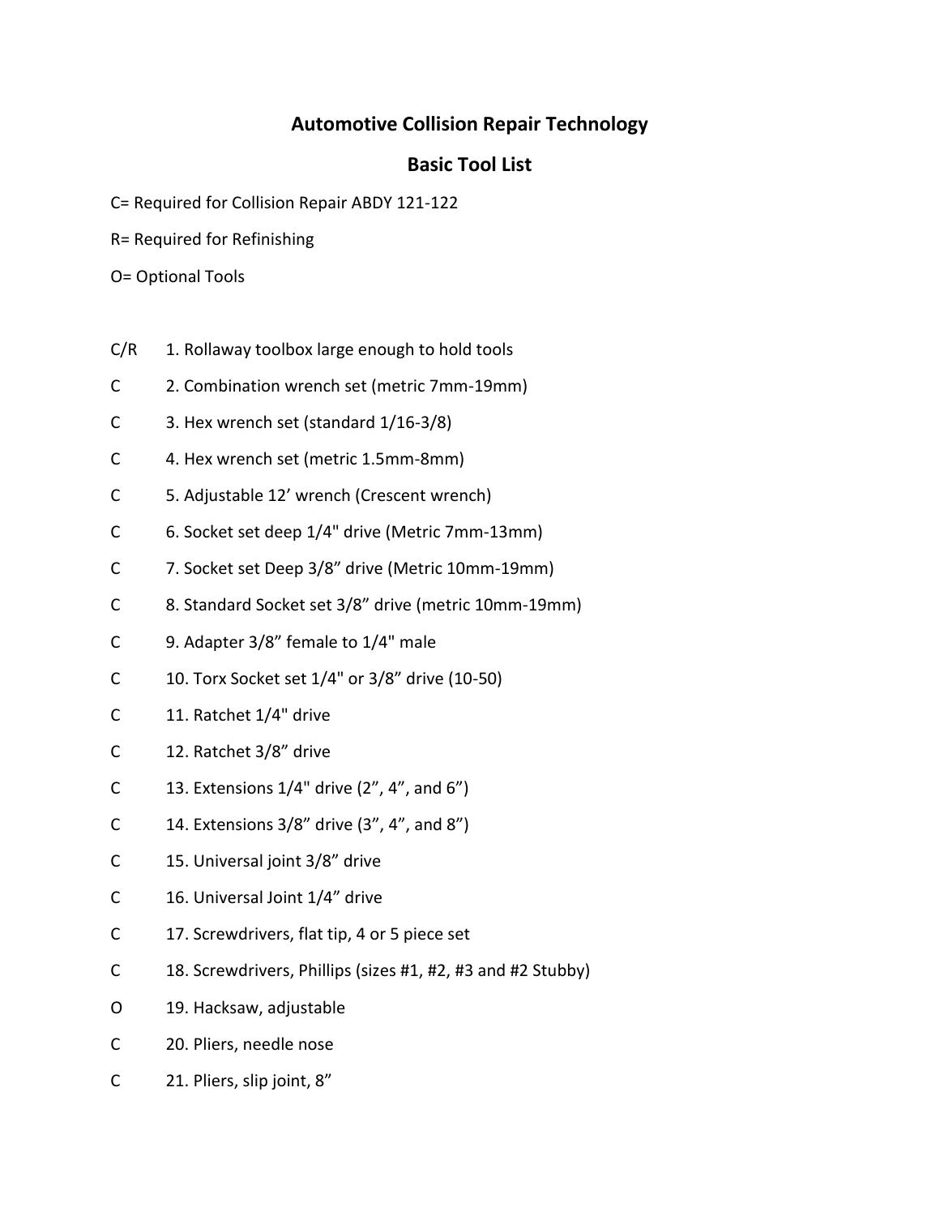# Automotive Collision Repair Technology

## Basic Tool List

C= Required for Collision Repair ABDY 121-122

R= Required for Refinishing

O= Optional Tools

C/R 1. Rollaway toolbox large enough to hold tools

C 2. Combination wrench set (metric 7mm-19mm)

C 3. Hex wrench set (standard 1/16-3/8)

C 4. Hex wrench set (metric 1.5mm-8mm)

C 5. Adjustable 12' wrench (Crescent wrench)

C 6. Socket set deep 1/4" drive (Metric 7mm-13mm)

C 7. Socket set Deep 3/8" drive (Metric 10mm-19mm)

C 8. Standard Socket set 3/8" drive (metric 10mm-19mm)

C 9. Adapter 3/8" female to 1/4" male

C 10. Torx Socket set 1/4" or 3/8" drive (10-50)

C 11. Ratchet 1/4" drive

C 12. Ratchet 3/8" drive

C 13. Extensions 1/4" drive (2", 4", and 6")

C 14. Extensions 3/8" drive (3", 4", and 8")

C 15. Universal joint 3/8" drive

C 16. Universal Joint 1/4" drive

C 17. Screwdrivers, flat tip, 4 or 5 piece set

C 18. Screwdrivers, Phillips (sizes #1, #2, #3 and #2 Stubby)

O 19. Hacksaw, adjustable

C 20. Pliers, needle nose

C 21. Pliers, slip joint, 8"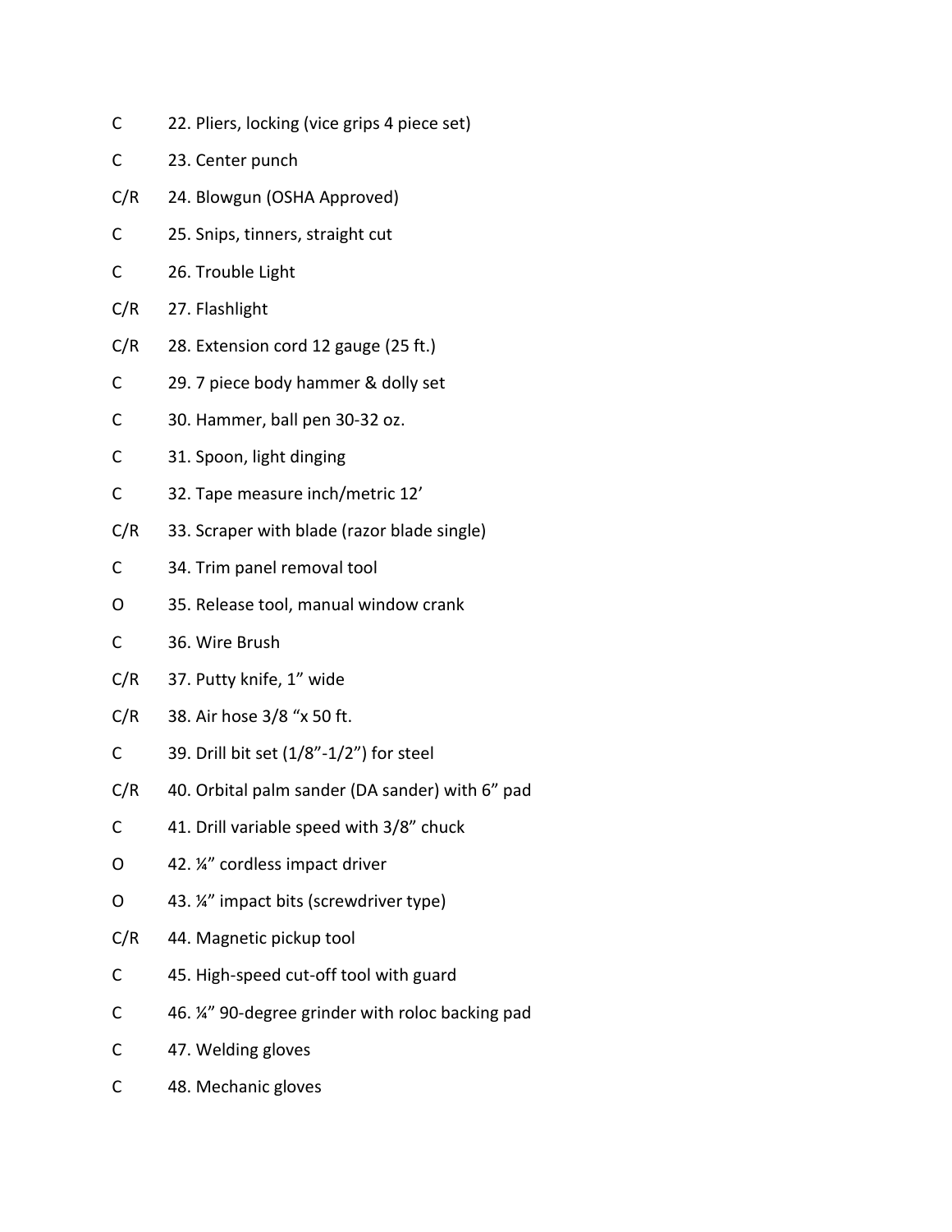| | |
|---|---|
| C | 22. Pliers, locking (vice grips 4 piece set) |
| C | 23. Center punch |
| C/R | 24. Blowgun (OSHA Approved) |
| C | 25. Snips, tinners, straight cut |
| C | 26. Trouble Light |
| C/R | 27. Flashlight |
| C/R | 28. Extension cord 12 gauge (25 ft.) |
| C | 29. 7 piece body hammer & dolly set |
| C | 30. Hammer, ball pen 30-32 oz. |
| C | 31. Spoon, light dinging |
| C | 32. Tape measure inch/metric 12’ |
| C/R | 33. Scraper with blade (razor blade single) |
| C | 34. Trim panel removal tool |
| O | 35. Release tool, manual window crank |
| C | 36. Wire Brush |
| C/R | 37. Putty knife, 1” wide |
| C/R | 38. Air hose 3/8 “x 50 ft. |
| C | 39. Drill bit set (1/8”-1/2”) for steel |
| C/R | 40. Orbital palm sander (DA sander) with 6” pad |
| C | 41. Drill variable speed with 3/8” chuck |
| O | 42. ¼” cordless impact driver |
| O | 43. ¼” impact bits (screwdriver type) |
| C/R | 44. Magnetic pickup tool |
| C | 45. High-speed cut-off tool with guard |
| C | 46. ¼” 90-degree grinder with roloc backing pad |
| C | 47. Welding gloves |
| C | 48. Mechanic gloves |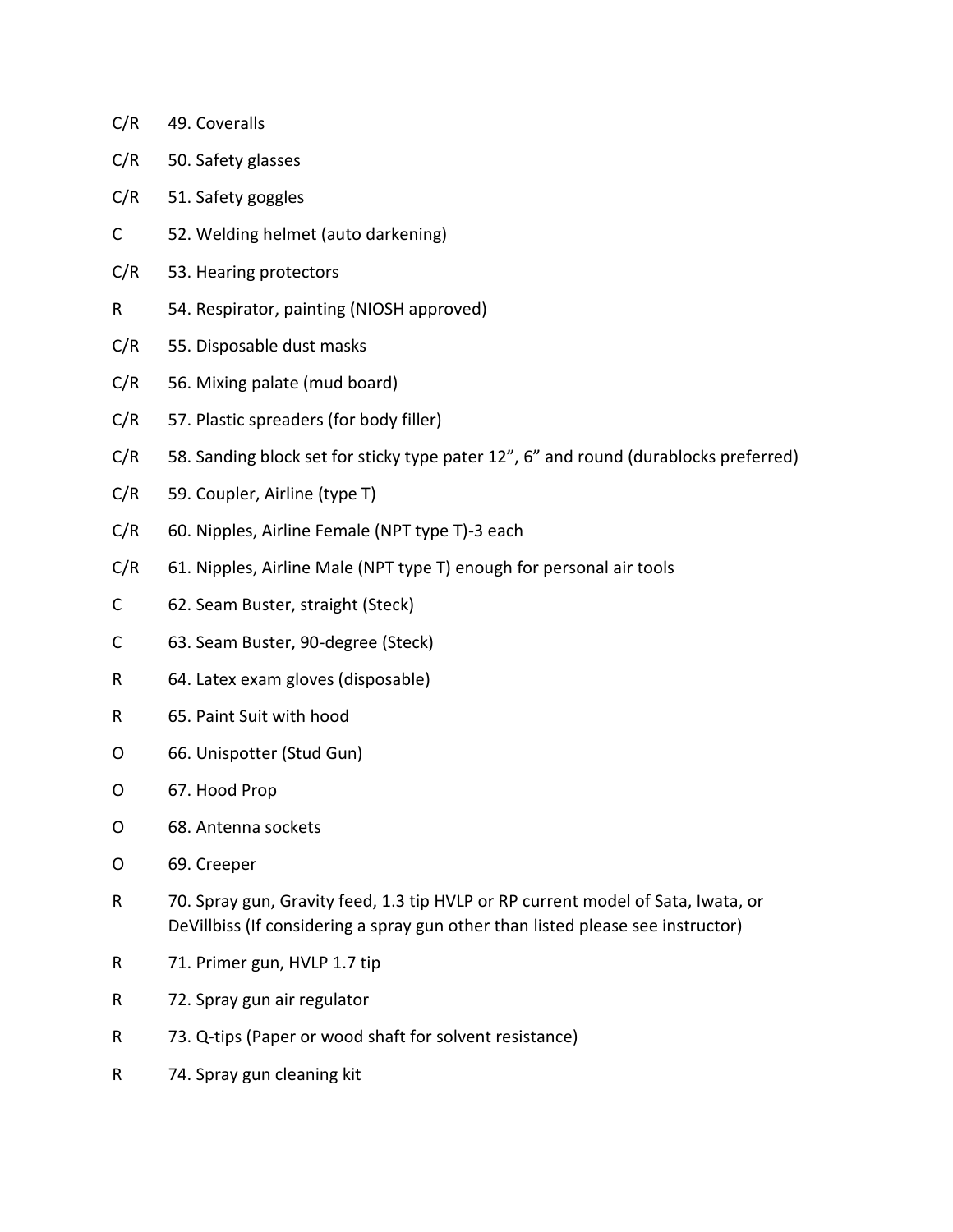C/R 49. Coveralls

C/R 50. Safety glasses

C/R 51. Safety goggles

C 52. Welding helmet (auto darkening)

C/R 53. Hearing protectors

R 54. Respirator, painting (NIOSH approved)

C/R 55. Disposable dust masks

C/R 56. Mixing palate (mud board)

C/R 57. Plastic spreaders (for body filler)

C/R 58. Sanding block set for sticky type pater 12”, 6” and round (durablocks preferred)

C/R 59. Coupler, Airline (type T)

C/R 60. Nipples, Airline Female (NPT type T)-3 each

C/R 61. Nipples, Airline Male (NPT type T) enough for personal air tools

C 62. Seam Buster, straight (Steck)

C 63. Seam Buster, 90-degree (Steck)

R 64. Latex exam gloves (disposable)

R 65. Paint Suit with hood

O 66. Unispotter (Stud Gun)

O 67. Hood Prop

O 68. Antenna sockets

O 69. Creeper

R 70. Spray gun, Gravity feed, 1.3 tip HVLP or RP current model of Sata, Iwata, or DeVillbiss (If considering a spray gun other than listed please see instructor)

R 71. Primer gun, HVLP 1.7 tip

R 72. Spray gun air regulator

R 73. Q-tips (Paper or wood shaft for solvent resistance)

R 74. Spray gun cleaning kit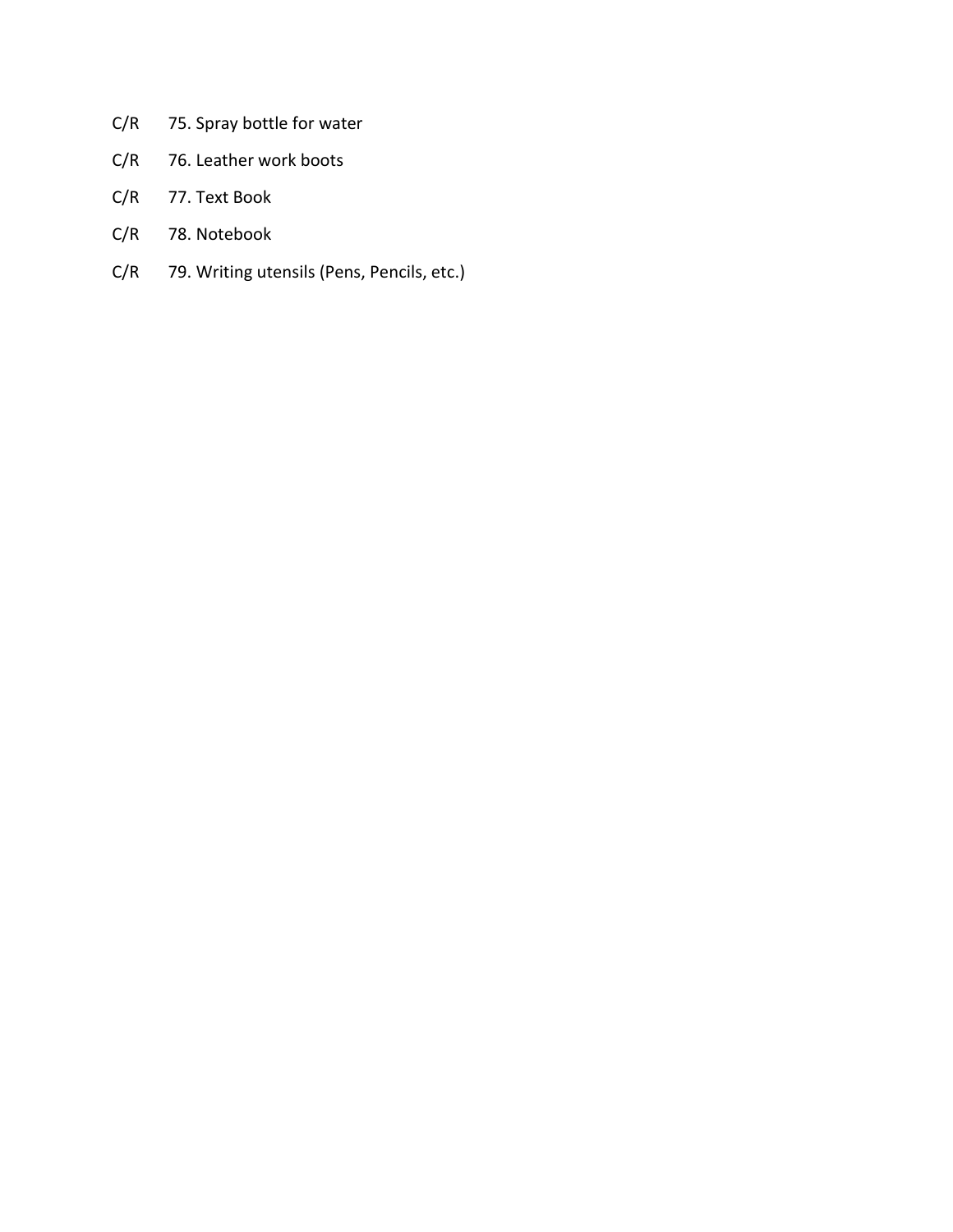C/R 75. Spray bottle for water

C/R 76. Leather work boots

C/R 77. Text Book

C/R 78. Notebook

C/R 79. Writing utensils (Pens, Pencils, etc.)